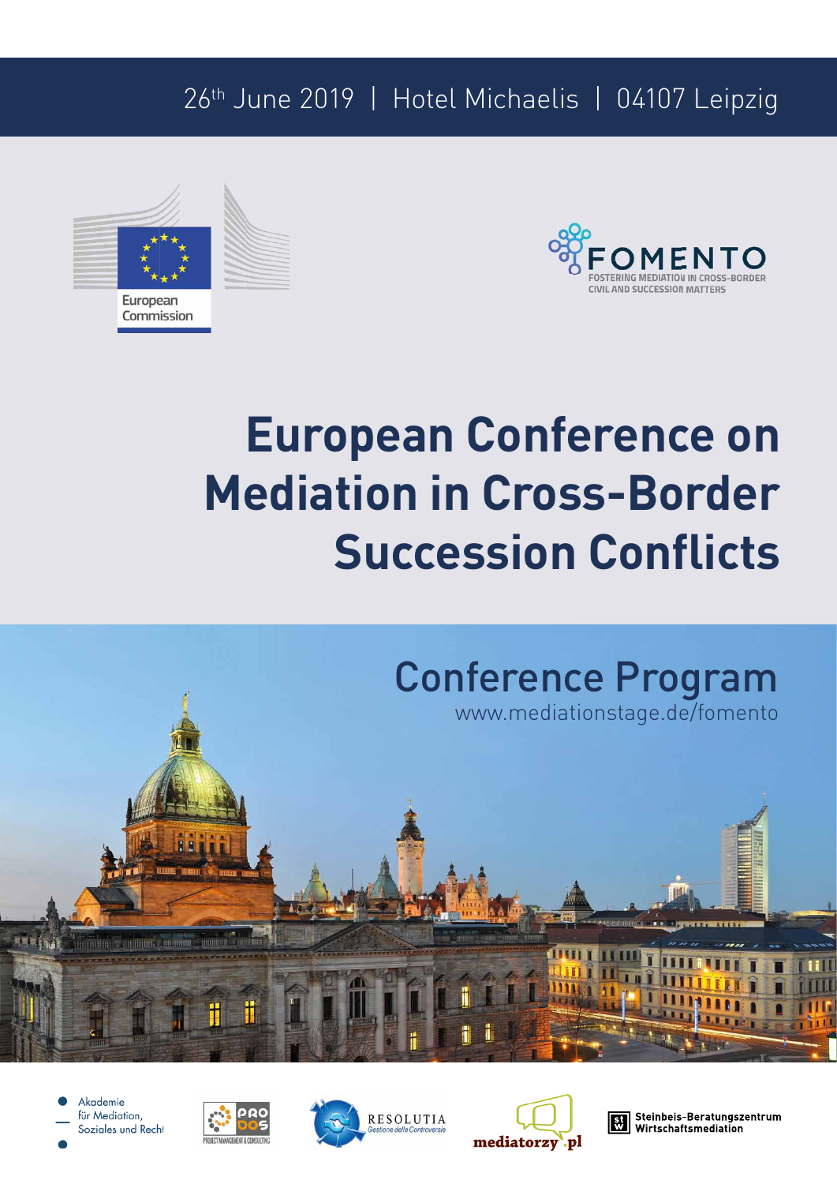26th June 2019 | Hotel Michaelis | 04107 Leipzig

European Commission

FOMENTO
FOSTERING MEDIATION IN CROSS-BORDER CIVIL AND SUCCESSION MATTERS

# European Conference on Mediation in Cross-Border Succession Conflicts

## Conference Program

www.mediationstage.de/fomento

Akademie für Mediation, Soziales und Recht

PRODOS PROJECT MANAGEMENT & CONSULTING

RESOLUTIA Gestione delle Controversie

mediatorzy.pl

Steinbeis-Beratungszentrum Wirtschaftsmediation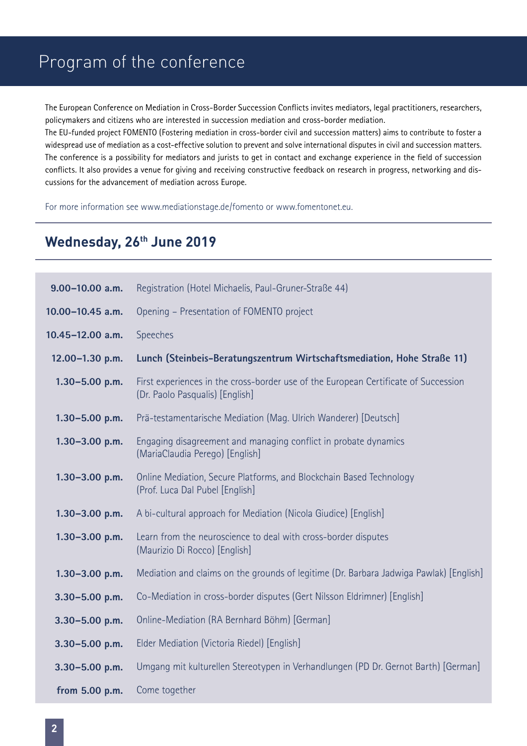# Program of the conference

The European Conference on Mediation in Cross-Border Succession Conflicts invites mediators, legal practitioners, researchers, policymakers and citizens who are interested in succession mediation and cross-border mediation.

The EU-funded project FOMENTO (Fostering mediation in cross-border civil and succession matters) aims to contribute to foster a widespread use of mediation as a cost-effective solution to prevent and solve international disputes in civil and succession matters. The conference is a possibility for mediators and jurists to get in contact and exchange experience in the field of succession conflicts. It also provides a venue for giving and receiving constructive feedback on research in progress, networking and discussions for the advancement of mediation across Europe.

For more information see www.mediationstage.de/fomento or www.fomentonet.eu.

## Wednesday, 26th June 2019

| | |
|---|---|
| **9.00–10.00 a.m.** | Registration (Hotel Michaelis, Paul-Gruner-Straße 44) |
| **10.00–10.45 a.m.** | Opening – Presentation of FOMENTO project |
| **10.45–12.00 a.m.** | Speeches |
| **12.00–1.30 p.m.** | **Lunch (Steinbeis-Beratungszentrum Wirtschaftsmediation, Hohe Straße 11)** |
| **1.30–5.00 p.m.** | First experiences in the cross-border use of the European Certificate of Succession (Dr. Paolo Pasqualis) [English] |
| **1.30–5.00 p.m.** | Prä-testamentarische Mediation (Mag. Ulrich Wanderer) [Deutsch] |
| **1.30–3.00 p.m.** | Engaging disagreement and managing conflict in probate dynamics (MariaClaudia Perego) [English] |
| **1.30–3.00 p.m.** | Online Mediation, Secure Platforms, and Blockchain Based Technology (Prof. Luca Dal Pubel [English] |
| **1.30–3.00 p.m.** | A bi-cultural approach for Mediation (Nicola Giudice) [English] |
| **1.30–3.00 p.m.** | Learn from the neuroscience to deal with cross-border disputes (Maurizio Di Rocco) [English] |
| **1.30–3.00 p.m.** | Mediation and claims on the grounds of legitime (Dr. Barbara Jadwiga Pawlak) [English] |
| **3.30–5.00 p.m.** | Co-Mediation in cross-border disputes (Gert Nilsson Eldrimner) [English] |
| **3.30–5.00 p.m.** | Online-Mediation (RA Bernhard Böhm) [German] |
| **3.30–5.00 p.m.** | Elder Mediation (Victoria Riedel) [English] |
| **3.30–5.00 p.m.** | Umgang mit kulturellen Stereotypen in Verhandlungen (PD Dr. Gernot Barth) [German] |
| **from 5.00 p.m.** | Come together |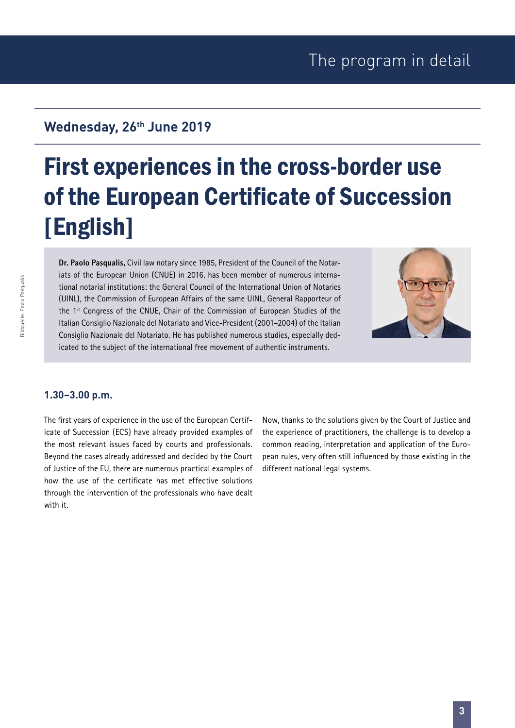## Wednesday, 26th June 2019

# First experiences in the cross-border use of the European Certificate of Succession [English]

**Dr. Paolo Pasqualis,** Civil law notary since 1985, President of the Council of the Notariats of the European Union (CNUE) in 2016, has been member of numerous international notarial institutions: the General Council of the International Union of Notaries (UINL), the Commission of European Affairs of the same UINL, General Rapporteur of the 1st Congress of the CNUE, Chair of the Commission of European Studies of the Italian Consiglio Nazionale del Notariato and Vice-President (2001–2004) of the Italian Consiglio Nazionale del Notariato. He has published numerous studies, especially dedicated to the subject of the international free movement of authentic instruments.

Bildquelle: Paolo Pasqualis

### 1.30–3.00 p.m.

The first years of experience in the use of the European Certificate of Succession (ECS) have already provided examples of the most relevant issues faced by courts and professionals. Beyond the cases already addressed and decided by the Court of Justice of the EU, there are numerous practical examples of how the use of the certificate has met effective solutions through the intervention of the professionals who have dealt with it.

Now, thanks to the solutions given by the Court of Justice and the experience of practitioners, the challenge is to develop a common reading, interpretation and application of the European rules, very often still influenced by those existing in the different national legal systems.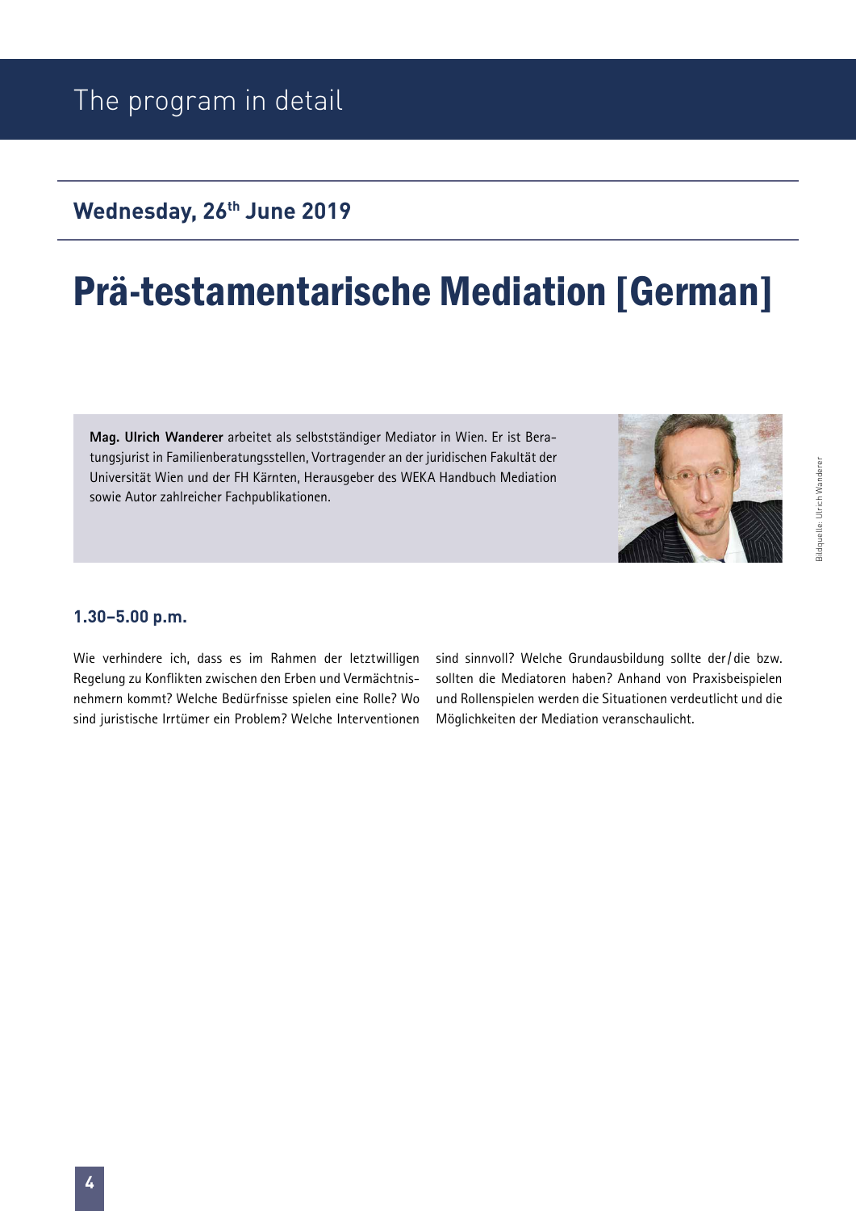# The program in detail

## Wednesday, 26th June 2019

# Prä-testamentarische Mediation [German]

**Mag. Ulrich Wanderer** arbeitet als selbstständiger Mediator in Wien. Er ist Beratungsjurist in Familienberatungsstellen, Vortragender an der juridischen Fakultät der Universität Wien und der FH Kärnten, Herausgeber des WEKA Handbuch Mediation sowie Autor zahlreicher Fachpublikationen.

Bildquelle: Ulrich Wanderer

### 1.30–5.00 p.m.

Wie verhindere ich, dass es im Rahmen der letztwilligen Regelung zu Konflikten zwischen den Erben und Vermächtnisnehmern kommt? Welche Bedürfnisse spielen eine Rolle? Wo sind juristische Irrtümer ein Problem? Welche Interventionen sind sinnvoll? Welche Grundausbildung sollte der/die bzw. sollten die Mediatoren haben? Anhand von Praxisbeispielen und Rollenspielen werden die Situationen verdeutlicht und die Möglichkeiten der Mediation veranschaulicht.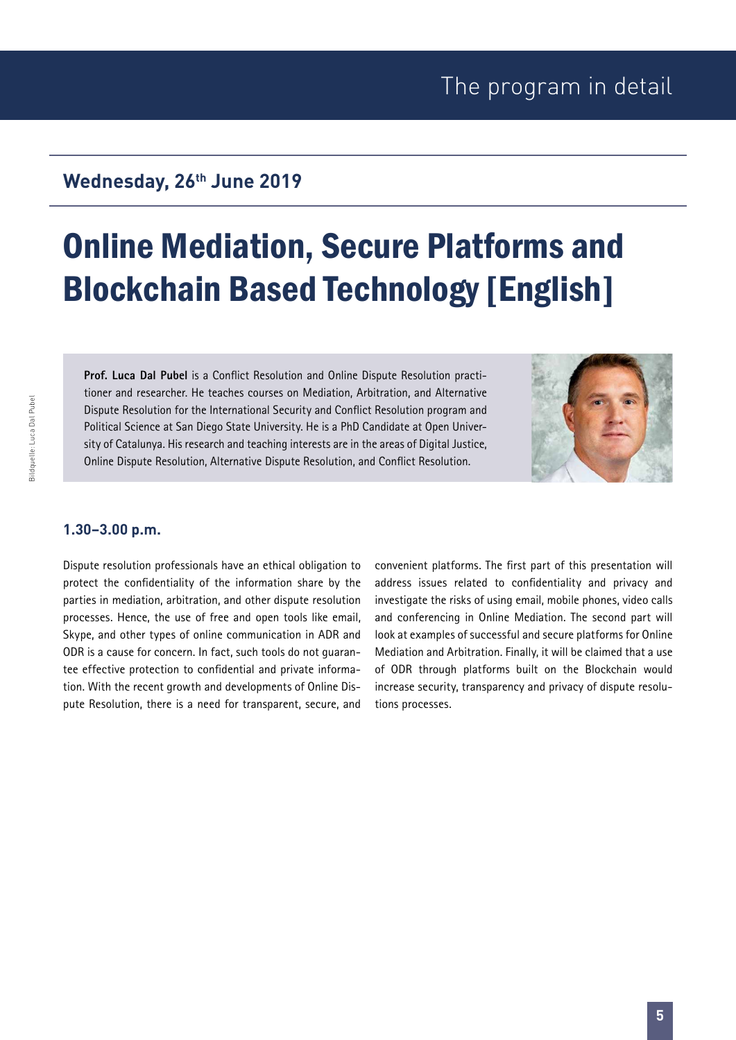## Wednesday, 26th June 2019

# Online Mediation, Secure Platforms and Blockchain Based Technology [English]

**Prof. Luca Dal Pubel** is a Conflict Resolution and Online Dispute Resolution practitioner and researcher. He teaches courses on Mediation, Arbitration, and Alternative Dispute Resolution for the International Security and Conflict Resolution program and Political Science at San Diego State University. He is a PhD Candidate at Open University of Catalunya. His research and teaching interests are in the areas of Digital Justice, Online Dispute Resolution, Alternative Dispute Resolution, and Conflict Resolution.

Bildquelle: Luca Dal Pubel

### 1.30–3.00 p.m.

Dispute resolution professionals have an ethical obligation to protect the confidentiality of the information share by the parties in mediation, arbitration, and other dispute resolution processes. Hence, the use of free and open tools like email, Skype, and other types of online communication in ADR and ODR is a cause for concern. In fact, such tools do not guarantee effective protection to confidential and private information. With the recent growth and developments of Online Dispute Resolution, there is a need for transparent, secure, and convenient platforms. The first part of this presentation will address issues related to confidentiality and privacy and investigate the risks of using email, mobile phones, video calls and conferencing in Online Mediation. The second part will look at examples of successful and secure platforms for Online Mediation and Arbitration. Finally, it will be claimed that a use of ODR through platforms built on the Blockchain would increase security, transparency and privacy of dispute resolutions processes.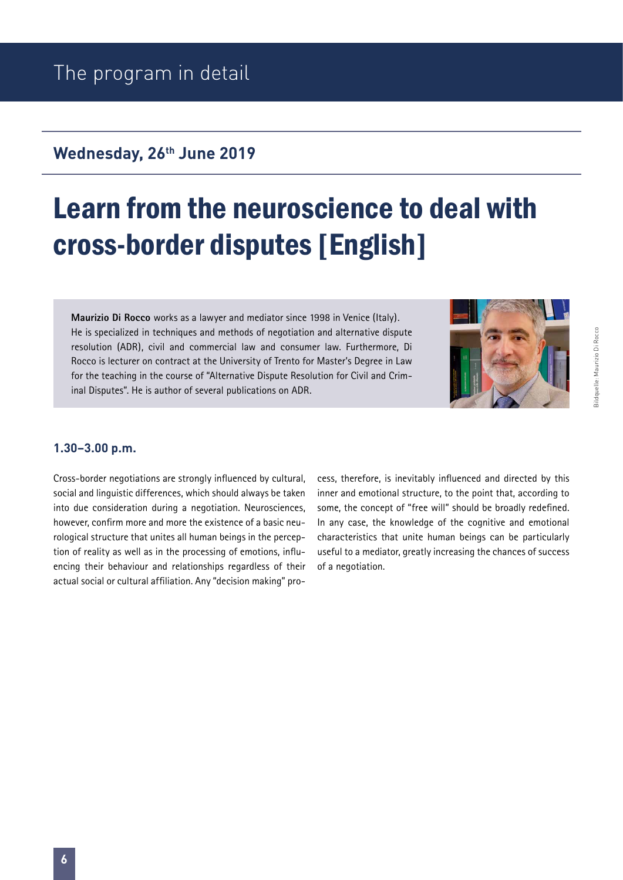# The program in detail

## Wednesday, 26th June 2019

# Learn from the neuroscience to deal with cross-border disputes [English]

**Maurizio Di Rocco** works as a lawyer and mediator since 1998 in Venice (Italy). He is specialized in techniques and methods of negotiation and alternative dispute resolution (ADR), civil and commercial law and consumer law. Furthermore, Di Rocco is lecturer on contract at the University of Trento for Master's Degree in Law for the teaching in the course of "Alternative Dispute Resolution for Civil and Criminal Disputes". He is author of several publications on ADR.

Bildquelle: Maurizio Di Rocco

### 1.30–3.00 p.m.

Cross-border negotiations are strongly influenced by cultural, social and linguistic differences, which should always be taken into due consideration during a negotiation. Neurosciences, however, confirm more and more the existence of a basic neurological structure that unites all human beings in the perception of reality as well as in the processing of emotions, influencing their behaviour and relationships regardless of their actual social or cultural affiliation. Any "decision making" process, therefore, is inevitably influenced and directed by this inner and emotional structure, to the point that, according to some, the concept of "free will" should be broadly redefined. In any case, the knowledge of the cognitive and emotional characteristics that unite human beings can be particularly useful to a mediator, greatly increasing the chances of success of a negotiation.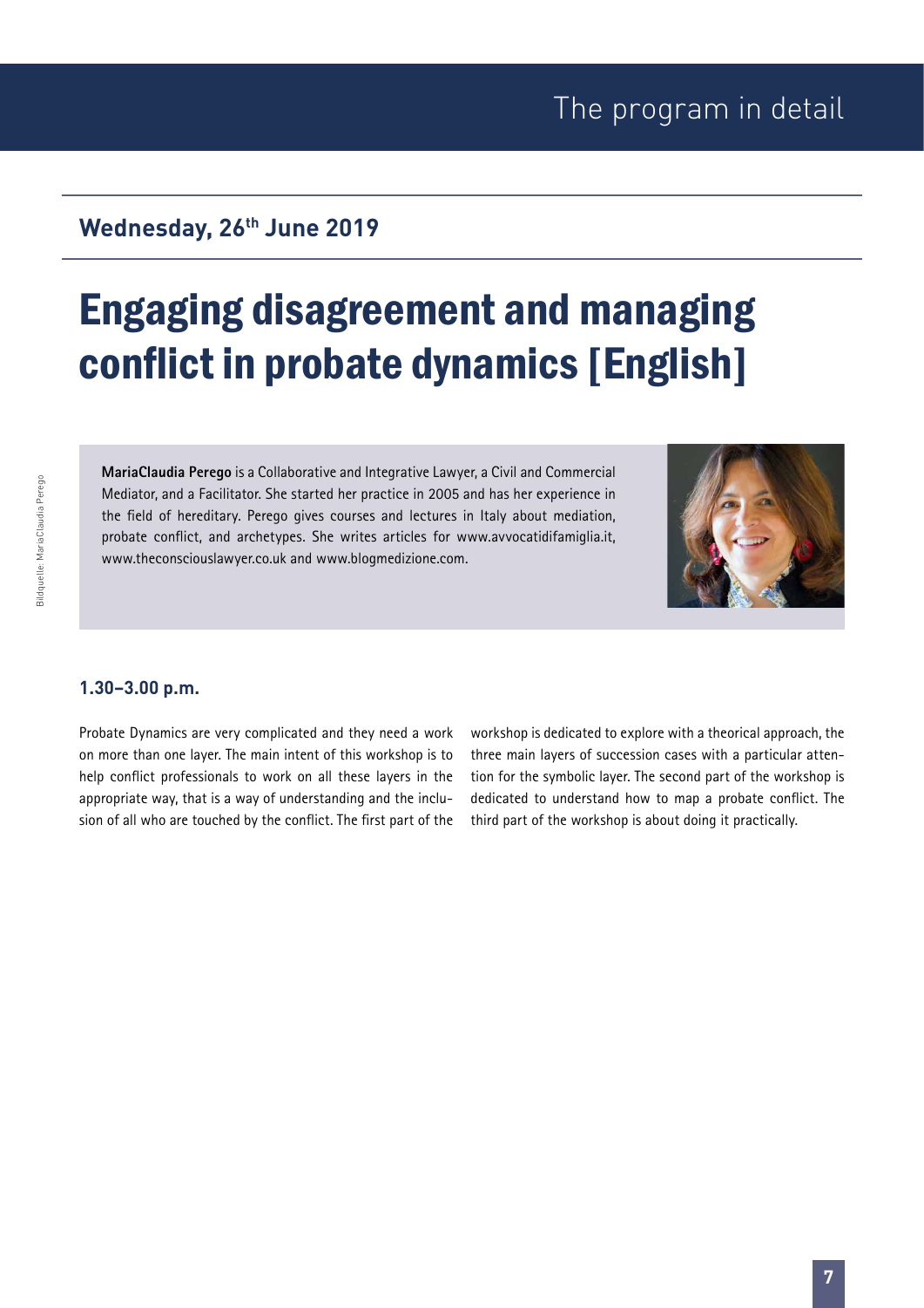## Wednesday, 26th June 2019

# Engaging disagreement and managing conflict in probate dynamics [English]

**MariaClaudia Perego** is a Collaborative and Integrative Lawyer, a Civil and Commercial Mediator, and a Facilitator. She started her practice in 2005 and has her experience in the field of hereditary. Perego gives courses and lectures in Italy about mediation, probate conflict, and archetypes. She writes articles for www.avvocatidifamiglia.it, www.theconsciouslawyer.co.uk and www.blogmedizione.com.

Bildquelle: MariaClaudia Perego

### 1.30–3.00 p.m.

Probate Dynamics are very complicated and they need a work on more than one layer. The main intent of this workshop is to help conflict professionals to work on all these layers in the appropriate way, that is a way of understanding and the inclusion of all who are touched by the conflict. The first part of the workshop is dedicated to explore with a theorical approach, the three main layers of succession cases with a particular attention for the symbolic layer. The second part of the workshop is dedicated to understand how to map a probate conflict. The third part of the workshop is about doing it practically.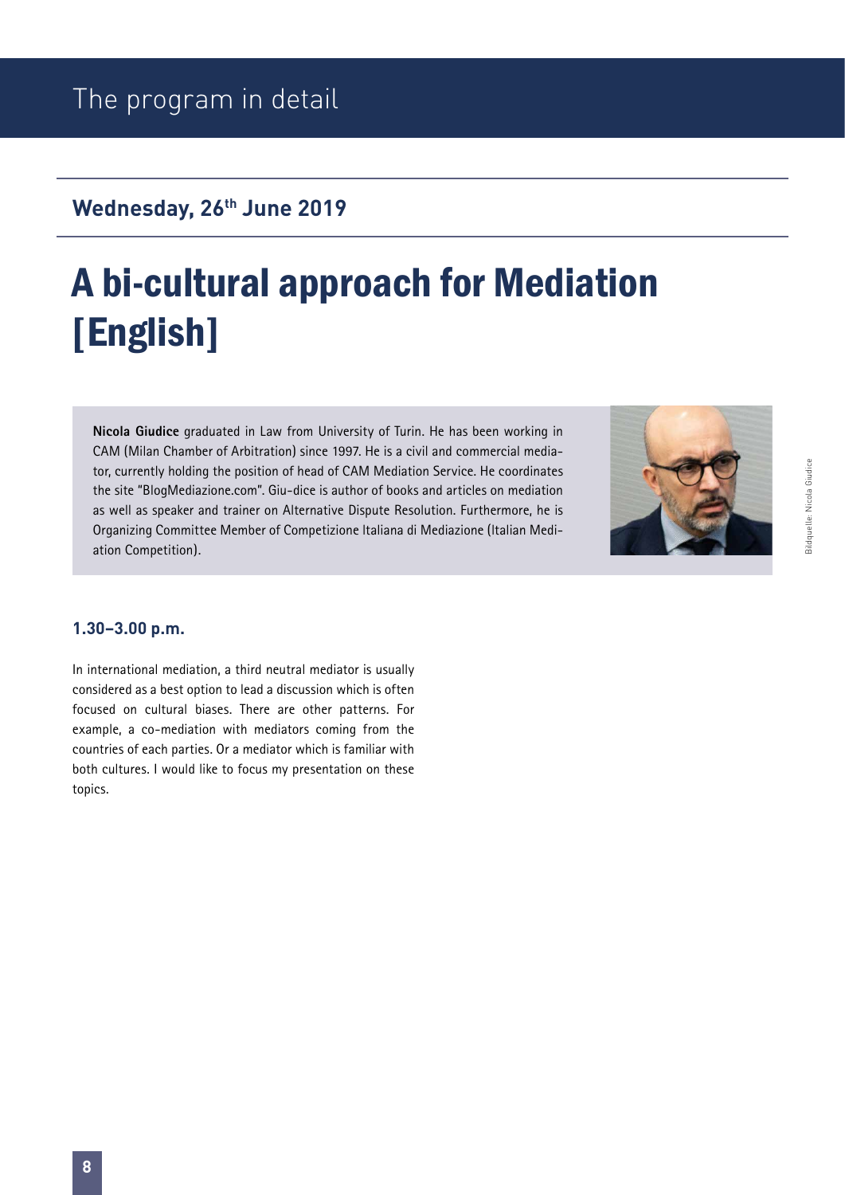# The program in detail

## Wednesday, 26th June 2019

# A bi-cultural approach for Mediation [English]

**Nicola Giudice** graduated in Law from University of Turin. He has been working in CAM (Milan Chamber of Arbitration) since 1997. He is a civil and commercial mediator, currently holding the position of head of CAM Mediation Service. He coordinates the site "BlogMediazione.com". Giu-dice is author of books and articles on mediation as well as speaker and trainer on Alternative Dispute Resolution. Furthermore, he is Organizing Committee Member of Competizione Italiana di Mediazione (Italian Mediation Competition).

Bildquelle: Nicola Giudice

### 1.30–3.00 p.m.

In international mediation, a third neutral mediator is usually considered as a best option to lead a discussion which is often focused on cultural biases. There are other patterns. For example, a co-mediation with mediators coming from the countries of each parties. Or a mediator which is familiar with both cultures. I would like to focus my presentation on these topics.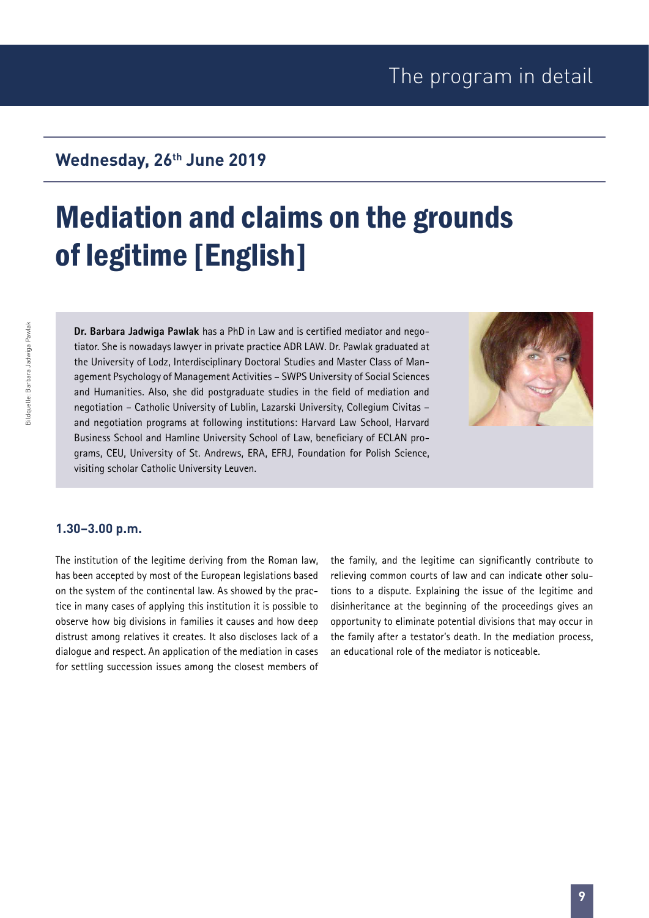## Wednesday, 26th June 2019

# Mediation and claims on the grounds of legitime [English]

**Dr. Barbara Jadwiga Pawlak** has a PhD in Law and is certified mediator and negotiator. She is nowadays lawyer in private practice ADR LAW. Dr. Pawlak graduated at the University of Lodz, Interdisciplinary Doctoral Studies and Master Class of Management Psychology of Management Activities – SWPS University of Social Sciences and Humanities. Also, she did postgraduate studies in the field of mediation and negotiation – Catholic University of Lublin, Lazarski University, Collegium Civitas – and negotiation programs at following institutions: Harvard Law School, Harvard Business School and Hamline University School of Law, beneficiary of ECLAN programs, CEU, University of St. Andrews, ERA, EFRJ, Foundation for Polish Science, visiting scholar Catholic University Leuven.

Bildquelle: Barbara Jadwiga Pawlak

**1.30–3.00 p.m.**

The institution of the legitime deriving from the Roman law, has been accepted by most of the European legislations based on the system of the continental law. As showed by the practice in many cases of applying this institution it is possible to observe how big divisions in families it causes and how deep distrust among relatives it creates. It also discloses lack of a dialogue and respect. An application of the mediation in cases for settling succession issues among the closest members of the family, and the legitime can significantly contribute to relieving common courts of law and can indicate other solutions to a dispute. Explaining the issue of the legitime and disinheritance at the beginning of the proceedings gives an opportunity to eliminate potential divisions that may occur in the family after a testator's death. In the mediation process, an educational role of the mediator is noticeable.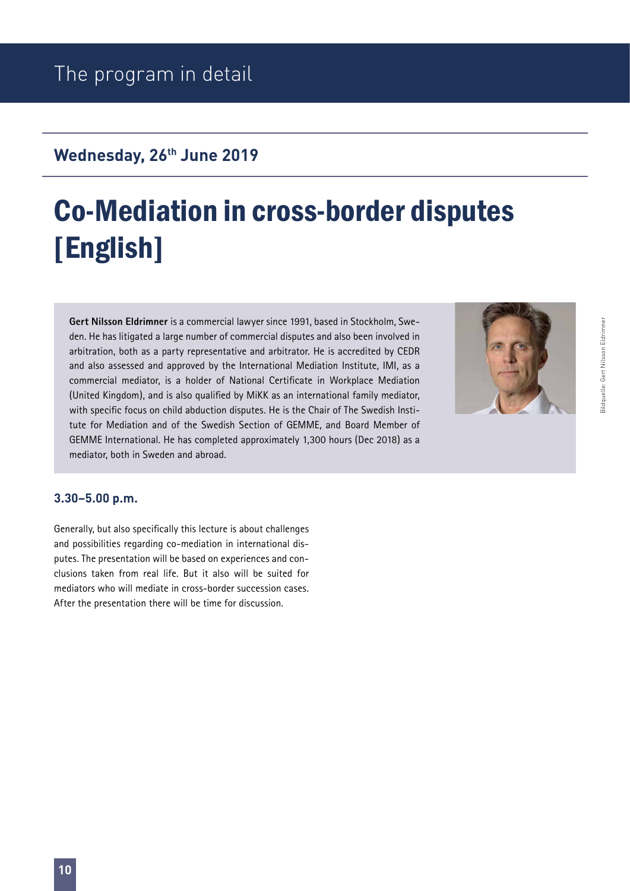# The program in detail

## Wednesday, 26th June 2019

# Co-Mediation in cross-border disputes [English]

**Gert Nilsson Eldrimner** is a commercial lawyer since 1991, based in Stockholm, Sweden. He has litigated a large number of commercial disputes and also been involved in arbitration, both as a party representative and arbitrator. He is accredited by CEDR and also assessed and approved by the International Mediation Institute, IMI, as a commercial mediator, is a holder of National Certificate in Workplace Mediation (United Kingdom), and is also qualified by MiKK as an international family mediator, with specific focus on child abduction disputes. He is the Chair of The Swedish Institute for Mediation and of the Swedish Section of GEMME, and Board Member of GEMME International. He has completed approximately 1,300 hours (Dec 2018) as a mediator, both in Sweden and abroad.

Bildquelle: Gert Nilsson Eldrimner

### 3.30–5.00 p.m.

Generally, but also specifically this lecture is about challenges and possibilities regarding co-mediation in international disputes. The presentation will be based on experiences and conclusions taken from real life. But it also will be suited for mediators who will mediate in cross-border succession cases. After the presentation there will be time for discussion.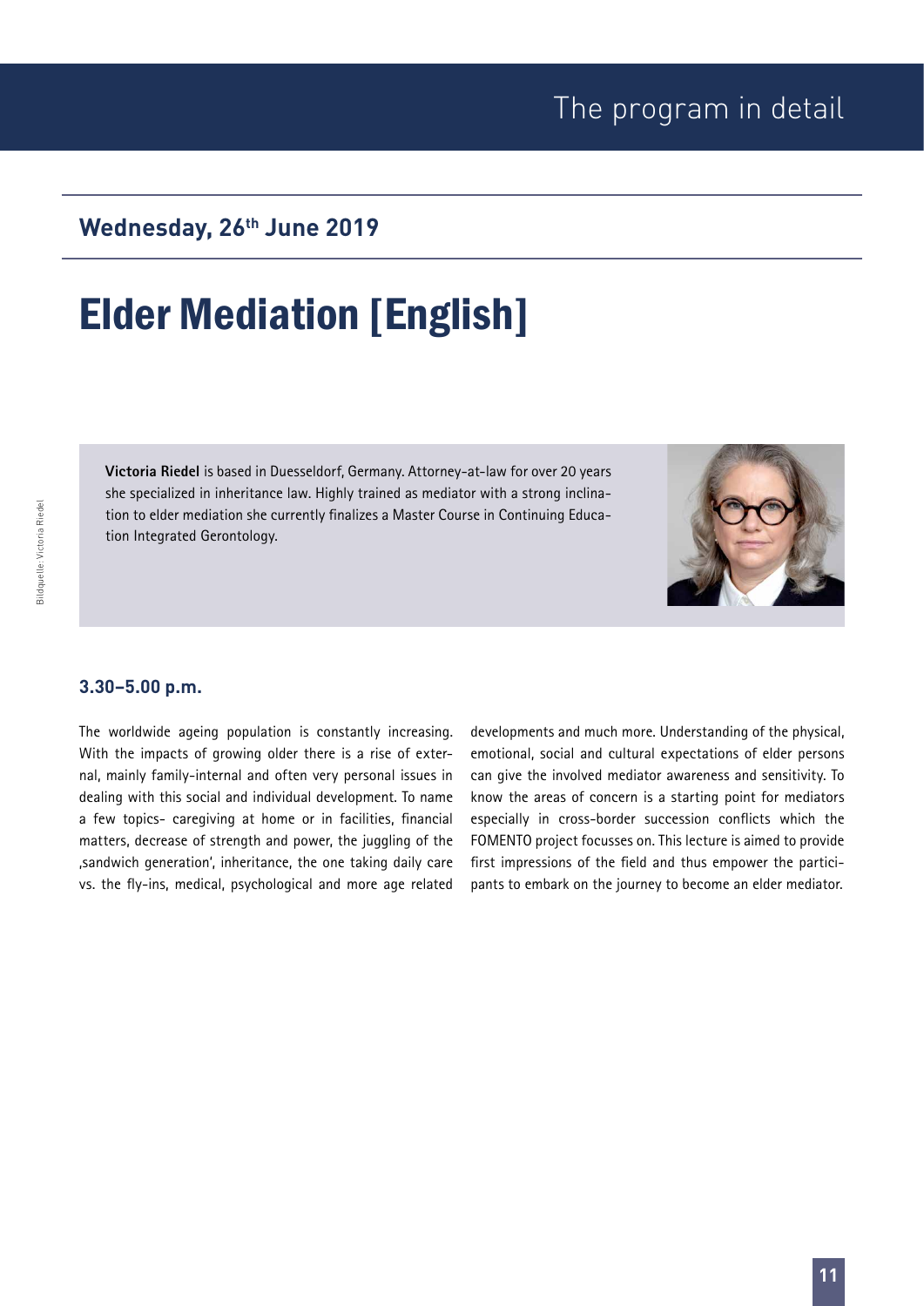## Wednesday, 26th June 2019

# Elder Mediation [English]

**Victoria Riedel** is based in Duesseldorf, Germany. Attorney-at-law for over 20 years she specialized in inheritance law. Highly trained as mediator with a strong inclination to elder mediation she currently finalizes a Master Course in Continuing Education Integrated Gerontology.

### 3.30–5.00 p.m.

The worldwide ageing population is constantly increasing. With the impacts of growing older there is a rise of external, mainly family-internal and often very personal issues in dealing with this social and individual development. To name a few topics- caregiving at home or in facilities, financial matters, decrease of strength and power, the juggling of the ‚sandwich generation', inheritance, the one taking daily care vs. the fly-ins, medical, psychological and more age related developments and much more. Understanding of the physical, emotional, social and cultural expectations of elder persons can give the involved mediator awareness and sensitivity. To know the areas of concern is a starting point for mediators especially in cross-border succession conflicts which the FOMENTO project focusses on. This lecture is aimed to provide first impressions of the field and thus empower the participants to embark on the journey to become an elder mediator.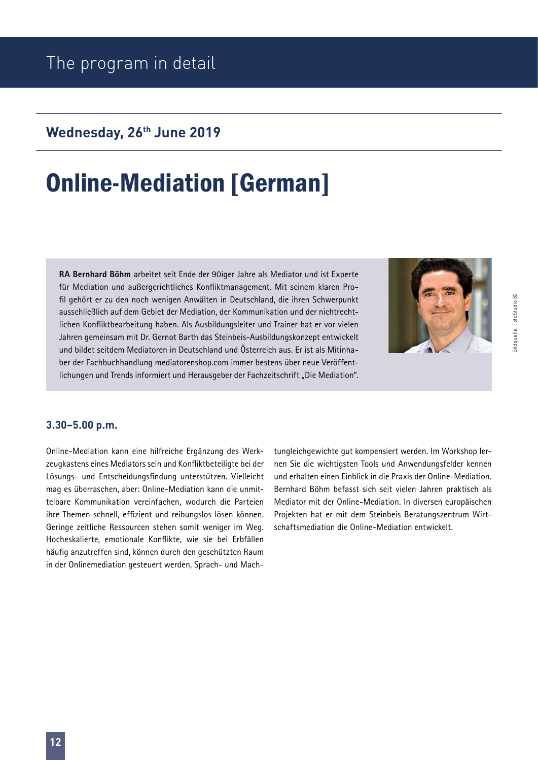# The program in detail

## Wednesday, 26th June 2019

# Online-Mediation [German]

**RA Bernhard Böhm** arbeitet seit Ende der 90iger Jahre als Mediator und ist Experte für Mediation und außergerichtliches Konfliktmanagement. Mit seinem klaren Profil gehört er zu den noch wenigen Anwälten in Deutschland, die ihren Schwerpunkt ausschließlich auf dem Gebiet der Mediation, der Kommunikation und der nichtrechtlichen Konfliktbearbeitung haben. Als Ausbildungsleiter und Trainer hat er vor vielen Jahren gemeinsam mit Dr. Gernot Barth das Steinbeis-Ausbildungskonzept entwickelt und bildet seitdem Mediatoren in Deutschland und Österreich aus. Er ist als Mitinhaber der Fachbuchhandlung mediatorenshop.com immer bestens über neue Veröffentlichungen und Trends informiert und Herausgeber der Fachzeitschrift „Die Mediation".

Bildquelle: FotoStudio 80

### 3.30–5.00 p.m.

Online-Mediation kann eine hilfreiche Ergänzung des Werkzeugkastens eines Mediators sein und Konfliktbeteiligte bei der Lösungs- und Entscheidungsfindung unterstützen. Vielleicht mag es überraschen, aber: Online-Mediation kann die unmittelbare Kommunikation vereinfachen, wodurch die Parteien ihre Themen schnell, effizient und reibungslos lösen können. Geringe zeitliche Ressourcen stehen somit weniger im Weg. Hocheskalierte, emotionale Konflikte, wie sie bei Erbfällen häufig anzutreffen sind, können durch den geschützten Raum in der Onlinemediation gesteuert werden, Sprach- und Machtungleichgewichte gut kompensiert werden. Im Workshop lernen Sie die wichtigsten Tools und Anwendungsfelder kennen und erhalten einen Einblick in die Praxis der Online-Mediation. Bernhard Böhm befasst sich seit vielen Jahren praktisch als Mediator mit der Online-Mediation. In diversen europäischen Projekten hat er mit dem Steinbeis Beratungszentrum Wirtschaftsmediation die Online-Mediation entwickelt.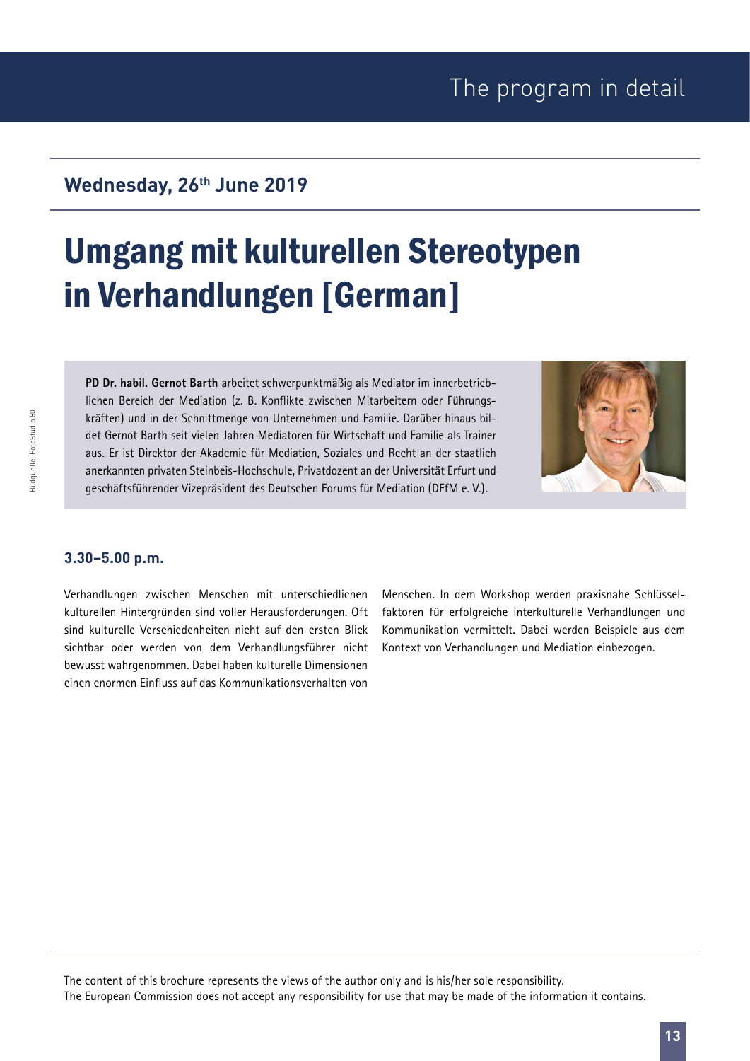## Wednesday, 26th June 2019

# Umgang mit kulturellen Stereotypen in Verhandlungen [German]

**PD Dr. habil. Gernot Barth** arbeitet schwerpunktmäßig als Mediator im innerbetrieblichen Bereich der Mediation (z. B. Konflikte zwischen Mitarbeitern oder Führungskräften) und in der Schnittmenge von Unternehmen und Familie. Darüber hinaus bildet Gernot Barth seit vielen Jahren Mediatoren für Wirtschaft und Familie als Trainer aus. Er ist Direktor der Akademie für Mediation, Soziales und Recht an der staatlich anerkannten privaten Steinbeis-Hochschule, Privatdozent an der Universität Erfurt und geschäftsführender Vizepräsident des Deutschen Forums für Mediation (DFfM e. V.).

Bildquelle: FotoStudio 80

**3.30–5.00 p.m.**

Verhandlungen zwischen Menschen mit unterschiedlichen kulturellen Hintergründen sind voller Herausforderungen. Oft sind kulturelle Verschiedenheiten nicht auf den ersten Blick sichtbar oder werden von dem Verhandlungsführer nicht bewusst wahrgenommen. Dabei haben kulturelle Dimensionen einen enormen Einfluss auf das Kommunikationsverhalten von Menschen. In dem Workshop werden praxisnahe Schlüsselfaktoren für erfolgreiche interkulturelle Verhandlungen und Kommunikation vermittelt. Dabei werden Beispiele aus dem Kontext von Verhandlungen und Mediation einbezogen.

The content of this brochure represents the views of the author only and is his/her sole responsibility.
The European Commission does not accept any responsibility for use that may be made of the information it contains.